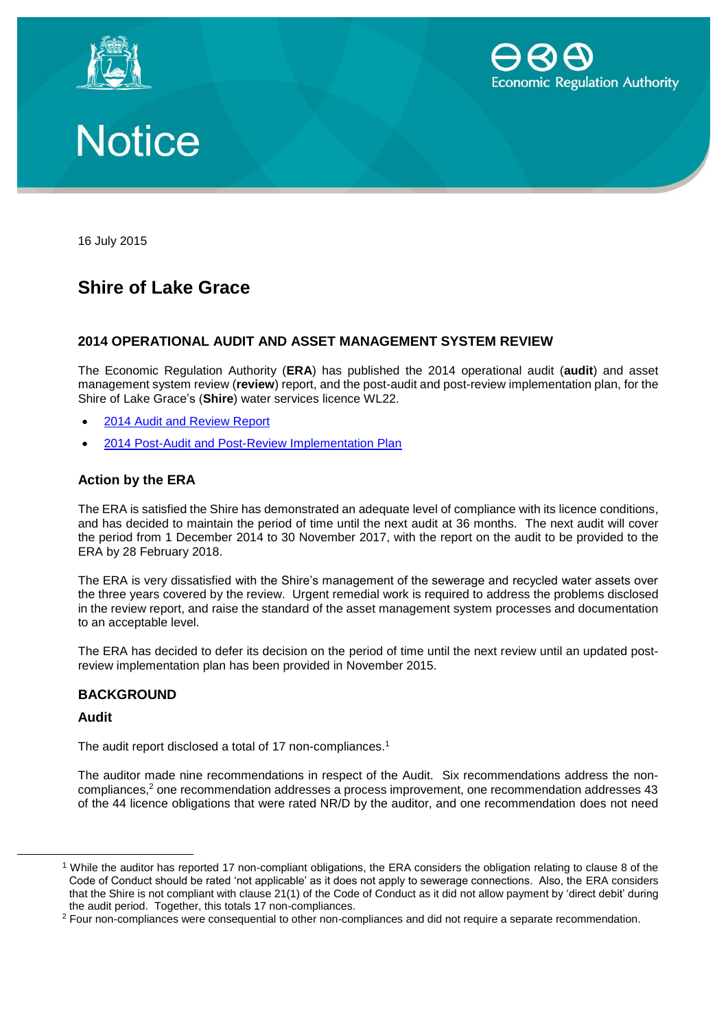# Notice

16 July 2015

## Shire of Lake Grace

### 2014 OPERATIONAL AUDIT AND ASSET MANAGEMENT SYSTEM REVIEW

The Economic Regulation Authority (**ERA**) has published the 2014 operational audit (**audit**) and asset management system review (**review**) report, and the post-audit and post-review implementation plan, for the Shire of Lake Grace's (**Shire**) water services licence WL22.

- 2014 Audit and Review Report
- 2014 Post-Audit and Post-Review Implementation Plan

### Action by the ERA

The ERA is satisfied the Shire has demonstrated an adequate level of compliance with its licence conditions, and has decided to maintain the period of time until the next audit at 36 months. The next audit will cover the period from 1 December 2014 to 30 November 2017, with the report on the audit to be provided to the ERA by 28 February 2018.

The ERA is very dissatisfied with the Shire's management of the sewerage and recycled water assets over the three years covered by the review. Urgent remedial work is required to address the problems disclosed in the review report, and raise the standard of the asset management system processes and documentation to an acceptable level.

The ERA has decided to defer its decision on the period of time until the next review until an updated post-review implementation plan has been provided in November 2015.

### BACKGROUND

#### Audit

The audit report disclosed a total of 17 non-compliances.[1]

The auditor made nine recommendations in respect of the Audit. Six recommendations address the non-compliances,[2] one recommendation addresses a process improvement, one recommendation addresses 43 of the 44 licence obligations that were rated NR/D by the auditor, and one recommendation does not need

[1] While the auditor has reported 17 non-compliant obligations, the ERA considers the obligation relating to clause 8 of the Code of Conduct should be rated 'not applicable' as it does not apply to sewerage connections. Also, the ERA considers that the Shire is not compliant with clause 21(1) of the Code of Conduct as it did not allow payment by 'direct debit' during the audit period. Together, this totals 17 non-compliances.

[2] Four non-compliances were consequential to other non-compliances and did not require a separate recommendation.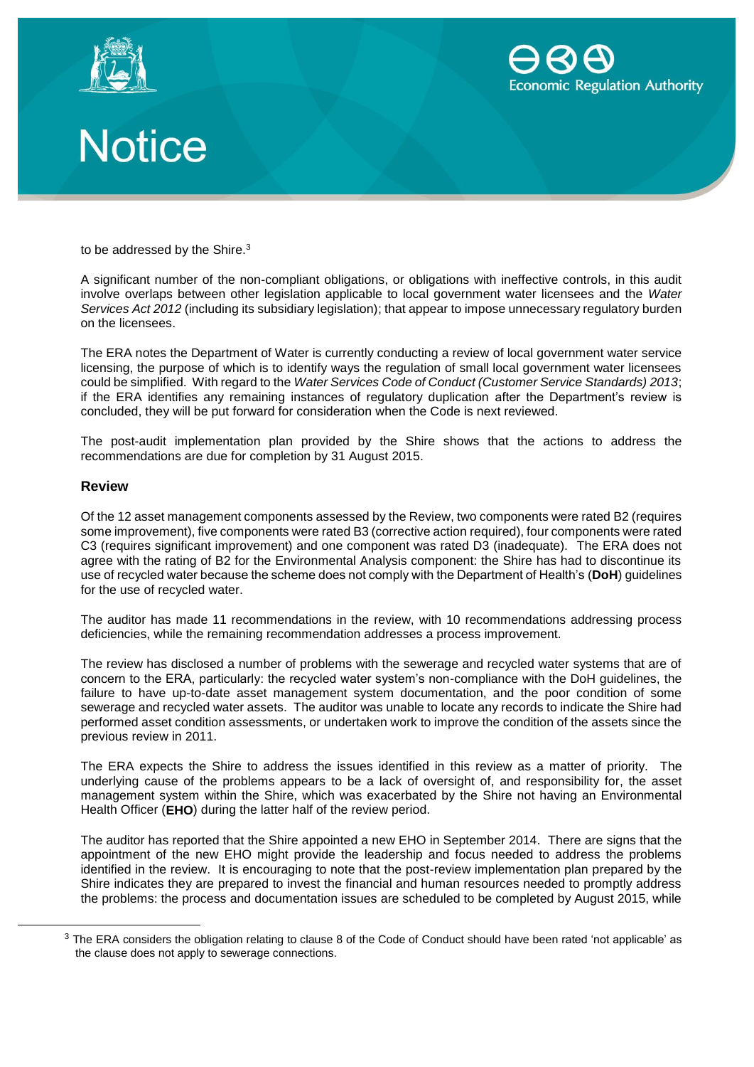to be addressed by the Shire.[3]

A significant number of the non-compliant obligations, or obligations with ineffective controls, in this audit involve overlaps between other legislation applicable to local government water licensees and the *Water Services Act 2012* (including its subsidiary legislation); that appear to impose unnecessary regulatory burden on the licensees.

The ERA notes the Department of Water is currently conducting a review of local government water service licensing, the purpose of which is to identify ways the regulation of small local government water licensees could be simplified. With regard to the *Water Services Code of Conduct (Customer Service Standards) 2013*; if the ERA identifies any remaining instances of regulatory duplication after the Department's review is concluded, they will be put forward for consideration when the Code is next reviewed.

The post-audit implementation plan provided by the Shire shows that the actions to address the recommendations are due for completion by 31 August 2015.

### Review

Of the 12 asset management components assessed by the Review, two components were rated B2 (requires some improvement), five components were rated B3 (corrective action required), four components were rated C3 (requires significant improvement) and one component was rated D3 (inadequate). The ERA does not agree with the rating of B2 for the Environmental Analysis component: the Shire has had to discontinue its use of recycled water because the scheme does not comply with the Department of Health's (**DoH**) guidelines for the use of recycled water.

The auditor has made 11 recommendations in the review, with 10 recommendations addressing process deficiencies, while the remaining recommendation addresses a process improvement.

The review has disclosed a number of problems with the sewerage and recycled water systems that are of concern to the ERA, particularly: the recycled water system's non-compliance with the DoH guidelines, the failure to have up-to-date asset management system documentation, and the poor condition of some sewerage and recycled water assets. The auditor was unable to locate any records to indicate the Shire had performed asset condition assessments, or undertaken work to improve the condition of the assets since the previous review in 2011.

The ERA expects the Shire to address the issues identified in this review as a matter of priority. The underlying cause of the problems appears to be a lack of oversight of, and responsibility for, the asset management system within the Shire, which was exacerbated by the Shire not having an Environmental Health Officer (**EHO**) during the latter half of the review period.

The auditor has reported that the Shire appointed a new EHO in September 2014. There are signs that the appointment of the new EHO might provide the leadership and focus needed to address the problems identified in the review. It is encouraging to note that the post-review implementation plan prepared by the Shire indicates they are prepared to invest the financial and human resources needed to promptly address the problems: the process and documentation issues are scheduled to be completed by August 2015, while

[3] The ERA considers the obligation relating to clause 8 of the Code of Conduct should have been rated 'not applicable' as the clause does not apply to sewerage connections.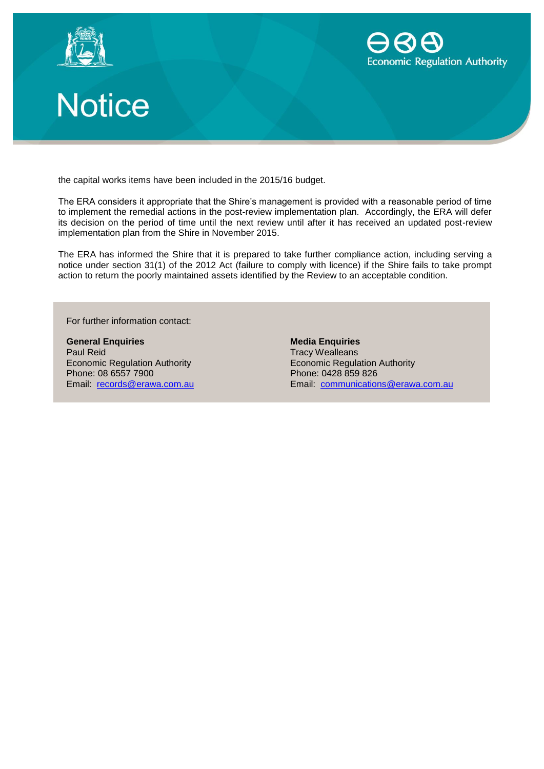# Notice

the capital works items have been included in the 2015/16 budget.

The ERA considers it appropriate that the Shire's management is provided with a reasonable period of time to implement the remedial actions in the post-review implementation plan. Accordingly, the ERA will defer its decision on the period of time until the next review until after it has received an updated post-review implementation plan from the Shire in November 2015.

The ERA has informed the Shire that it is prepared to take further compliance action, including serving a notice under section 31(1) of the 2012 Act (failure to comply with licence) if the Shire fails to take prompt action to return the poorly maintained assets identified by the Review to an acceptable condition.

For further information contact:

**General Enquiries**
Paul Reid
Economic Regulation Authority
Phone: 08 6557 7900
Email: records@erawa.com.au

**Media Enquiries**
Tracy Wealleans
Economic Regulation Authority
Phone: 0428 859 826
Email: communications@erawa.com.au